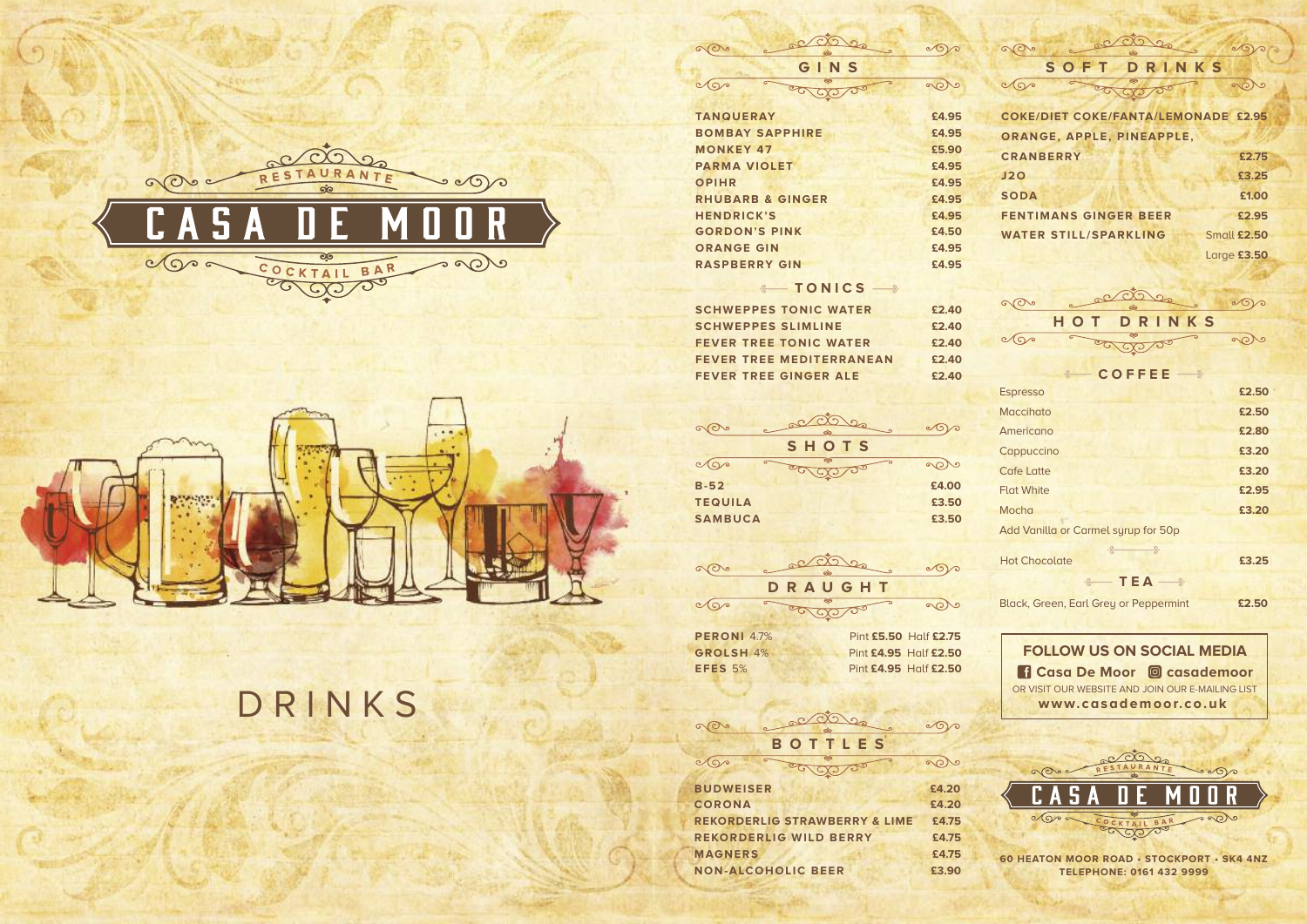RESTAURANTE

# CASA DE MOOR

COCKTAIL BAR

DRINKS

## GINS

| | |
|---|---|
| TANQUERAY | £4.95 |
| BOMBAY SAPPHIRE | £4.95 |
| MONKEY 47 | £5.90 |
| PARMA VIOLET | £4.95 |
| OPIHR | £4.95 |
| RHUBARB & GINGER | £4.95 |
| HENDRICK'S | £4.95 |
| GORDON'S PINK | £4.50 |
| ORANGE GIN | £4.95 |
| RASPBERRY GIN | £4.95 |

### TONICS

| | |
|---|---|
| SCHWEPPES TONIC WATER | £2.40 |
| SCHWEPPES SLIMLINE | £2.40 |
| FEVER TREE TONIC WATER | £2.40 |
| FEVER TREE MEDITERRANEAN | £2.40 |
| FEVER TREE GINGER ALE | £2.40 |

## SHOTS

| | |
|---|---|
| B-52 | £4.00 |
| TEQUILA | £3.50 |
| SAMBUCA | £3.50 |

## DRAUGHT

| | | |
|---|---|---|
| PERONI 4.7% | Pint £5.50 | Half £2.75 |
| GROLSH 4% | Pint £4.95 | Half £2.50 |
| EFES 5% | Pint £4.95 | Half £2.50 |

## BOTTLES

| | |
|---|---|
| BUDWEISER | £4.20 |
| CORONA | £4.20 |
| REKORDERLIG STRAWBERRY & LIME | £4.75 |
| REKORDERLIG WILD BERRY | £4.75 |
| MAGNERS | £4.75 |
| NON-ALCOHOLIC BEER | £3.90 |

## SOFT DRINKS

| | |
|---|---|
| COKE/DIET COKE/FANTA/LEMONADE | £2.95 |
| ORANGE, APPLE, PINEAPPLE, CRANBERRY | £2.75 |
| J2O | £3.25 |
| SODA | £1.00 |
| FENTIMANS GINGER BEER | £2.95 |
| WATER STILL/SPARKLING | Small £2.50 / Large £3.50 |

## HOT DRINKS

### COFFEE

| | |
|---|---|
| Espresso | £2.50 |
| Macchiato | £2.50 |
| Americano | £2.80 |
| Cappuccino | £3.20 |
| Cafe Latte | £3.20 |
| Flat White | £2.95 |
| Mocha | £3.20 |

Add Vanilla or Carmel syrup for 50p

| | |
|---|---|
| Hot Chocolate | £3.25 |

### TEA

| | |
|---|---|
| Black, Green, Earl Grey or Peppermint | £2.50 |

**FOLLOW US ON SOCIAL MEDIA**

**Casa De Moor** **casademoor**

OR VISIT OUR WEBSITE AND JOIN OUR E-MAILING LIST

**www.casademoor.co.uk**

RESTAURANTE

CASA DE MOOR

COCKTAIL BAR

60 HEATON MOOR ROAD • STOCKPORT • SK4 4NZ
TELEPHONE: 0161 432 9999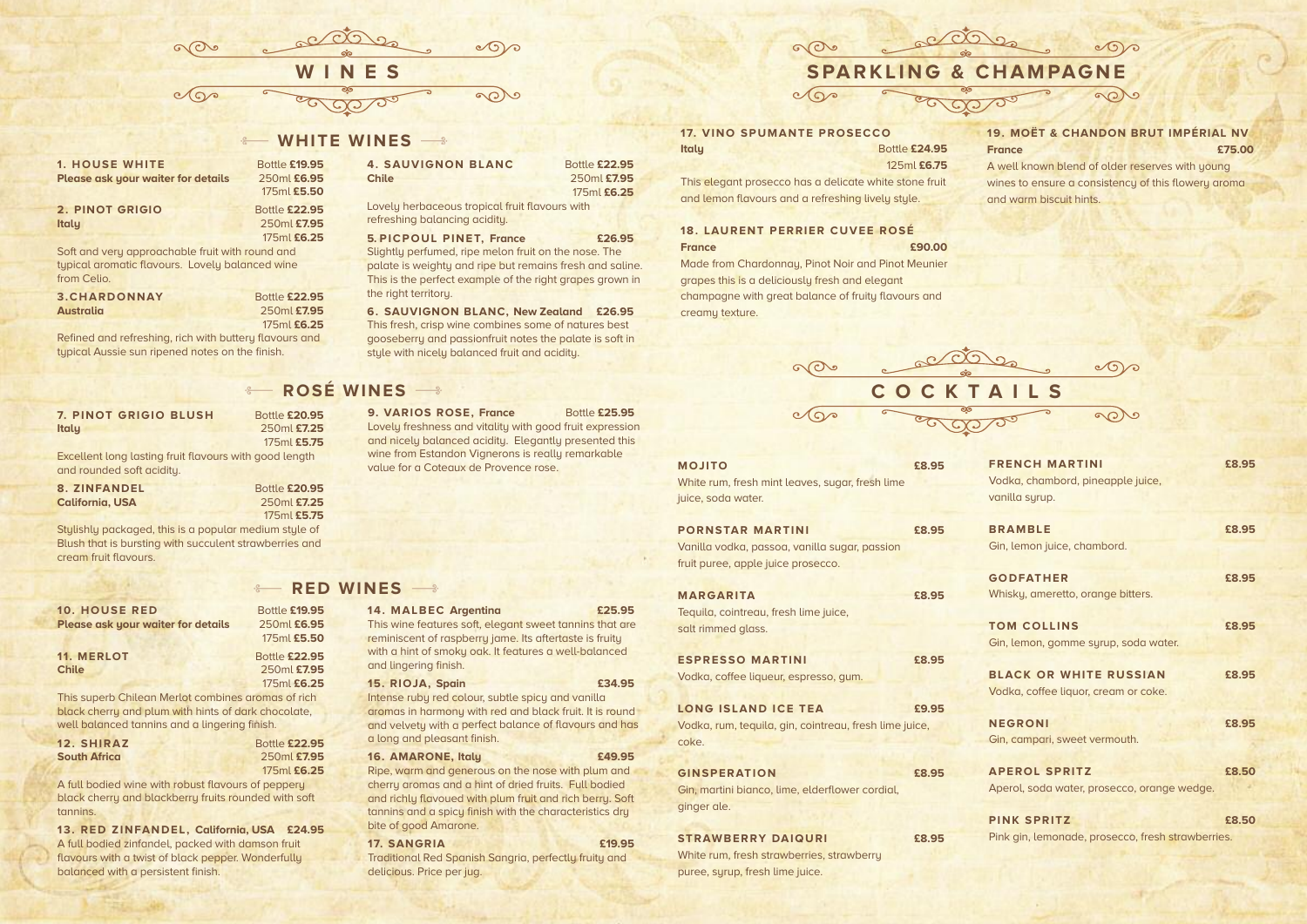# WINES

## WHITE WINES

**1. HOUSE WHITE**
**Please ask your waiter for details**
Bottle **£19.95**
250ml **£6.95**
175ml **£5.50**

**2. PINOT GRIGIO**
**Italy**
Bottle **£22.95**
250ml **£7.95**
175ml **£6.25**

Soft and very approachable fruit with round and typical aromatic flavours. Lovely balanced wine from Celio.

**3.CHARDONNAY**
**Australia**
Bottle **£22.95**
250ml **£7.95**
175ml **£6.25**

Refined and refreshing, rich with buttery flavours and typical Aussie sun ripened notes on the finish.

**4. SAUVIGNON BLANC**
**Chile**
Bottle **£22.95**
250ml **£7.95**
175ml **£6.25**

Lovely herbaceous tropical fruit flavours with refreshing balancing acidity.

**5. PICPOUL PINET, France** **£26.95**
Slightly perfumed, ripe melon fruit on the nose. The palate is weighty and ripe but remains fresh and saline. This is the perfect example of the right grapes grown in the right territory.

**6. SAUVIGNON BLANC, New Zealand** **£26.95**
This fresh, crisp wine combines some of natures best gooseberry and passionfruit notes the palate is soft in style with nicely balanced fruit and acidity.

## ROSÉ WINES

**7. PINOT GRIGIO BLUSH**
**Italy**
Bottle **£20.95**
250ml **£7.25**
175ml **£5.75**

Excellent long lasting fruit flavours with good length and rounded soft acidity.

**8. ZINFANDEL**
**California, USA**
Bottle **£20.95**
250ml **£7.25**
175ml **£5.75**

Stylishly packaged, this is a popular medium style of Blush that is bursting with succulent strawberries and cream fruit flavours.

**9. VARIOS ROSE, France** Bottle **£25.95**
Lovely freshness and vitality with good fruit expression and nicely balanced acidity. Elegantly presented this wine from Estandon Vignerons is really remarkable value for a Coteaux de Provence rose.

## RED WINES

**10. HOUSE RED**
**Please ask your waiter for details**
Bottle **£19.95**
250ml **£6.95**
175ml **£5.50**

**11. MERLOT**
**Chile**
Bottle **£22.95**
250ml **£7.95**
175ml **£6.25**

This superb Chilean Merlot combines aromas of rich black cherry and plum with hints of dark chocolate, well balanced tannins and a lingering finish.

**12. SHIRAZ**
**South Africa**
Bottle **£22.95**
250ml **£7.95**
175ml **£6.25**

A full bodied wine with robust flavours of peppery black cherry and blackberry fruits rounded with soft tannins.

**13. RED ZINFANDEL, California, USA** **£24.95**
A full bodied zinfandel, packed with damson fruit flavours with a twist of black pepper. Wonderfully balanced with a persistent finish.

**14. MALBEC Argentina** **£25.95**
This wine features soft, elegant sweet tannins that are reminiscent of raspberry jame. Its aftertaste is fruity with a hint of smoky oak. It features a well-balanced and lingering finish.

**15. RIOJA, Spain** **£34.95**
Intense ruby red colour, subtle spicy and vanilla aromas in harmony with red and black fruit. It is round and velvety with a perfect balance of flavours and has a long and pleasant finish.

**16. AMARONE, Italy** **£49.95**
Ripe, warm and generous on the nose with plum and cherry aromas and a hint of dried fruits. Full bodied and richly flavoued with plum fruit and rich berry. Soft tannins and a spicy finish with the characteristics dry bite of good Amarone.

**17. SANGRIA** **£19.95**
Traditional Red Spanish Sangria, perfectly fruity and delicious. Price per jug.

# SPARKLING & CHAMPAGNE

**17. VINO SPUMANTE PROSECCO**
**Italy**
Bottle **£24.95**
125ml **£6.75**

This elegant prosecco has a delicate white stone fruit and lemon flavours and a refreshing lively style.

**18. LAURENT PERRIER CUVEE ROSÉ**
**France** **£90.00**
Made from Chardonnay, Pinot Noir and Pinot Meunier grapes this is a deliciously fresh and elegant champagne with great balance of fruity flavours and creamy texture.

**19. MOËT & CHANDON BRUT IMPÉRIAL NV**
**France** **£75.00**
A well known blend of older reserves with young wines to ensure a consistency of this flowery aroma and warm biscuit hints.

# COCKTAILS

**MOJITO** **£8.95**
White rum, fresh mint leaves, sugar, fresh lime juice, soda water.

**PORNSTAR MARTINI** **£8.95**
Vanilla vodka, passoa, vanilla sugar, passion fruit puree, apple juice prosecco.

**MARGARITA** **£8.95**
Tequila, cointreau, fresh lime juice, salt rimmed glass.

**ESPRESSO MARTINI** **£8.95**
Vodka, coffee liqueur, espresso, gum.

**LONG ISLAND ICE TEA** **£9.95**
Vodka, rum, tequila, gin, cointreau, fresh lime juice, coke.

**GINSPERATION** **£8.95**
Gin, martini bianco, lime, elderflower cordial, ginger ale.

**STRAWBERRY DAIQURI** **£8.95**
White rum, fresh strawberries, strawberry puree, syrup, fresh lime juice.

**FRENCH MARTINI** **£8.95**
Vodka, chambord, pineapple juice, vanilla syrup.

**BRAMBLE** **£8.95**
Gin, lemon juice, chambord.

**GODFATHER** **£8.95**
Whisky, ameretto, orange bitters.

**TOM COLLINS** **£8.95**
Gin, lemon, gomme syrup, soda water.

**BLACK OR WHITE RUSSIAN** **£8.95**
Vodka, coffee liquor, cream or coke.

**NEGRONI** **£8.95**
Gin, campari, sweet vermouth.

**APEROL SPRITZ** **£8.50**
Aperol, soda water, prosecco, orange wedge.

**PINK SPRITZ** **£8.50**
Pink gin, lemonade, prosecco, fresh strawberries.